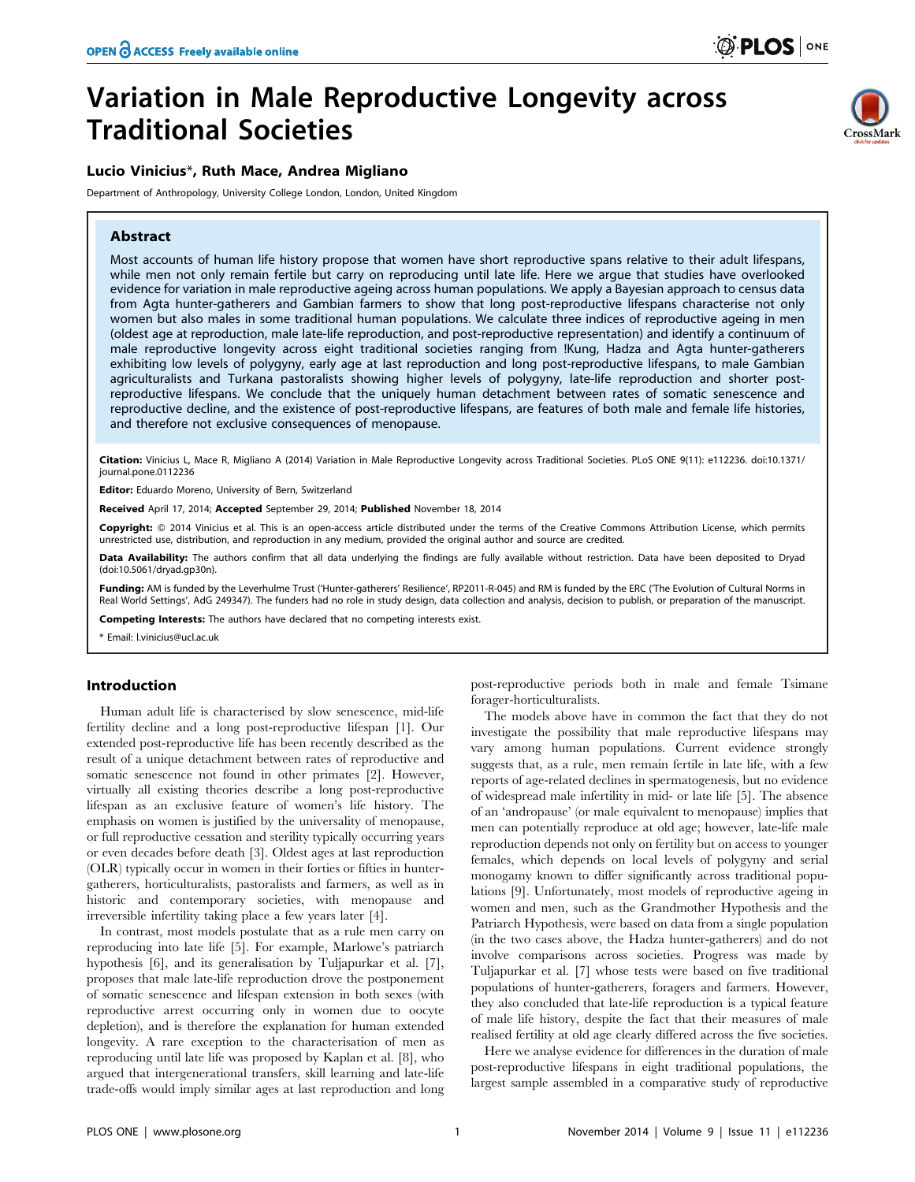# Variation in Male Reproductive Longevity across Traditional Societies

**Lucio Vinicius*, Ruth Mace, Andrea Migliano**

Department of Anthropology, University College London, London, United Kingdom

## Abstract

Most accounts of human life history propose that women have short reproductive spans relative to their adult lifespans, while men not only remain fertile but carry on reproducing until late life. Here we argue that studies have overlooked evidence for variation in male reproductive ageing across human populations. We apply a Bayesian approach to census data from Agta hunter-gatherers and Gambian farmers to show that long post-reproductive lifespans characterise not only women but also males in some traditional human populations. We calculate three indices of reproductive ageing in men (oldest age at reproduction, male late-life reproduction, and post-reproductive representation) and identify a continuum of male reproductive longevity across eight traditional societies ranging from !Kung, Hadza and Agta hunter-gatherers exhibiting low levels of polygyny, early age at last reproduction and long post-reproductive lifespans, to male Gambian agriculturalists and Turkana pastoralists showing higher levels of polygyny, late-life reproduction and shorter post-reproductive lifespans. We conclude that the uniquely human detachment between rates of somatic senescence and reproductive decline, and the existence of post-reproductive lifespans, are features of both male and female life histories, and therefore not exclusive consequences of menopause.

**Citation:** Vinicius L, Mace R, Migliano A (2014) Variation in Male Reproductive Longevity across Traditional Societies. PLoS ONE 9(11): e112236. doi:10.1371/journal.pone.0112236

**Editor:** Eduardo Moreno, University of Bern, Switzerland

**Received** April 17, 2014; **Accepted** September 29, 2014; **Published** November 18, 2014

**Copyright:** © 2014 Vinicius et al. This is an open-access article distributed under the terms of the Creative Commons Attribution License, which permits unrestricted use, distribution, and reproduction in any medium, provided the original author and source are credited.

**Data Availability:** The authors confirm that all data underlying the findings are fully available without restriction. Data have been deposited to Dryad (doi:10.5061/dryad.gp30n).

**Funding:** AM is funded by the Leverhulme Trust ('Hunter-gatherers' Resilience', RP2011-R-045) and RM is funded by the ERC ('The Evolution of Cultural Norms in Real World Settings', AdG 249347). The funders had no role in study design, data collection and analysis, decision to publish, or preparation of the manuscript.

**Competing Interests:** The authors have declared that no competing interests exist.

\* Email: l.vinicius@ucl.ac.uk

## Introduction

Human adult life is characterised by slow senescence, mid-life fertility decline and a long post-reproductive lifespan [1]. Our extended post-reproductive life has been recently described as the result of a unique detachment between rates of reproductive and somatic senescence not found in other primates [2]. However, virtually all existing theories describe a long post-reproductive lifespan as an exclusive feature of women's life history. The emphasis on women is justified by the universality of menopause, or full reproductive cessation and sterility typically occurring years or even decades before death [3]. Oldest ages at last reproduction (OLR) typically occur in women in their forties or fifties in hunter-gatherers, horticulturalists, pastoralists and farmers, as well as in historic and contemporary societies, with menopause and irreversible infertility taking place a few years later [4].

In contrast, most models postulate that as a rule men carry on reproducing into late life [5]. For example, Marlowe's patriarch hypothesis [6], and its generalisation by Tuljapurkar et al. [7], proposes that male late-life reproduction drove the postponement of somatic senescence and lifespan extension in both sexes (with reproductive arrest occurring only in women due to oocyte depletion), and is therefore the explanation for human extended longevity. A rare exception to the characterisation of men as reproducing until late life was proposed by Kaplan et al. [8], who argued that intergenerational transfers, skill learning and late-life trade-offs would imply similar ages at last reproduction and long post-reproductive periods both in male and female Tsimane forager-horticulturalists.

The models above have in common the fact that they do not investigate the possibility that male reproductive lifespans may vary among human populations. Current evidence strongly suggests that, as a rule, men remain fertile in late life, with a few reports of age-related declines in spermatogenesis, but no evidence of widespread male infertility in mid- or late life [5]. The absence of an 'andropause' (or male equivalent to menopause) implies that men can potentially reproduce at old age; however, late-life male reproduction depends not only on fertility but on access to younger females, which depends on local levels of polygyny and serial monogamy known to differ significantly across traditional populations [9]. Unfortunately, most models of reproductive ageing in women and men, such as the Grandmother Hypothesis and the Patriarch Hypothesis, were based on data from a single population (in the two cases above, the Hadza hunter-gatherers) and do not involve comparisons across societies. Progress was made by Tuljapurkar et al. [7] whose tests were based on five traditional populations of hunter-gatherers, foragers and farmers. However, they also concluded that late-life reproduction is a typical feature of male life history, despite the fact that their measures of male realised fertility at old age clearly differed across the five societies.

Here we analyse evidence for differences in the duration of male post-reproductive lifespans in eight traditional populations, the largest sample assembled in a comparative study of reproductive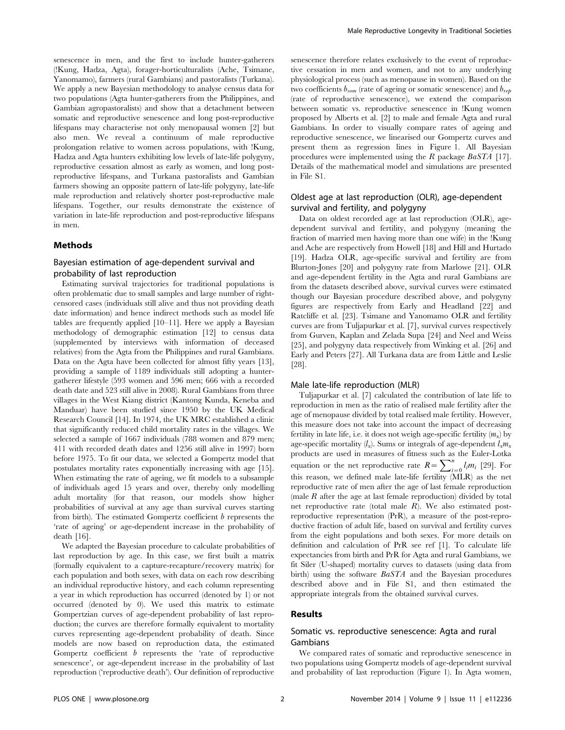senescence in men, and the first to include hunter-gatherers (!Kung, Hadza, Agta), forager-horticulturalists (Ache, Tsimane, Yanomamo), farmers (rural Gambians) and pastoralists (Turkana). We apply a new Bayesian methodology to analyse census data for two populations (Agta hunter-gatherers from the Philippines, and Gambian agropastoralists) and show that a detachment between somatic and reproductive senescence and long post-reproductive lifespans may characterise not only menopausal women [2] but also men. We reveal a continuum of male reproductive prolongation relative to women across populations, with !Kung, Hadza and Agta hunters exhibiting low levels of late-life polygyny, reproductive cessation almost as early as women, and long post-reproductive lifespans, and Turkana pastoralists and Gambian farmers showing an opposite pattern of late-life polygyny, late-life male reproduction and relatively shorter post-reproductive male lifespans. Together, our results demonstrate the existence of variation in late-life reproduction and post-reproductive lifespans in men.

## Methods

### Bayesian estimation of age-dependent survival and probability of last reproduction

Estimating survival trajectories for traditional populations is often problematic due to small samples and large number of right-censored cases (individuals still alive and thus not providing death date information) and hence indirect methods such as model life tables are frequently applied [10–11]. Here we apply a Bayesian methodology of demographic estimation [12] to census data (supplemented by interviews with information of deceased relatives) from the Agta from the Philippines and rural Gambians. Data on the Agta have been collected for almost fifty years [13], providing a sample of 1189 individuals still adopting a hunter-gatherer lifestyle (593 women and 596 men; 666 with a recorded death date and 523 still alive in 2008). Rural Gambians from three villages in the West Kiang district (Kantong Kunda, Keneba and Manduar) have been studied since 1950 by the UK Medical Research Council [14]. In 1974, the UK MRC established a clinic that significantly reduced child mortality rates in the villages. We selected a sample of 1667 individuals (788 women and 879 men; 411 with recorded death dates and 1256 still alive in 1997) born before 1975. To fit our data, we selected a Gompertz model that postulates mortality rates exponentially increasing with age [15]. When estimating the rate of ageing, we fit models to a subsample of individuals aged 15 years and over, thereby only modelling adult mortality (for that reason, our models show higher probabilities of survival at any age than survival curves starting from birth). The estimated Gompertz coefficient $b$ represents the 'rate of ageing' or age-dependent increase in the probability of death [16].

We adapted the Bayesian procedure to calculate probabilities of last reproduction by age. In this case, we first built a matrix (formally equivalent to a capture-recapture/recovery matrix) for each population and both sexes, with data on each row describing an individual reproductive history, and each column representing a year in which reproduction has occurred (denoted by 1) or not occurred (denoted by 0). We used this matrix to estimate Gompertzian curves of age-dependent probability of last reproduction; the curves are therefore formally equivalent to mortality curves representing age-dependent probability of death. Since models are now based on reproduction data, the estimated Gompertz coefficient $b$ represents the 'rate of reproductive senescence', or age-dependent increase in the probability of last reproduction ('reproductive death'). Our definition of reproductive senescence therefore relates exclusively to the event of reproductive cessation in men and women, and not to any underlying physiological process (such as menopause in women). Based on the two coefficients $b_{som}$ (rate of ageing or somatic senescence) and $b_{rep}$ (rate of reproductive senescence), we extend the comparison between somatic vs. reproductive senescence in !Kung women proposed by Alberts et al. [2] to male and female Agta and rural Gambians. In order to visually compare rates of ageing and reproductive senescence, we linearised our Gompertz curves and present them as regression lines in Figure 1. All Bayesian procedures were implemented using the *R* package *BaSTA* [17]. Details of the mathematical model and simulations are presented in File S1.

### Oldest age at last reproduction (OLR), age-dependent survival and fertility, and polygyny

Data on oldest recorded age at last reproduction (OLR), age-dependent survival and fertility, and polygyny (meaning the fraction of married men having more than one wife) in the !Kung and Ache are respectively from Howell [18] and Hill and Hurtado [19]. Hadza OLR, age-specific survival and fertility are from Blurton-Jones [20] and polygyny rate from Marlowe [21]. OLR and age-dependent fertility in the Agta and rural Gambians are from the datasets described above, survival curves were estimated though our Bayesian procedure described above, and polygyny figures are respectively from Early and Headland [22] and Ratcliffe et al. [23]. Tsimane and Yanomamo OLR and fertility curves are from Tuljapurkar et al. [7], survival curves respectively from Gurven, Kaplan and Zelada Supa [24] and Neel and Weiss [25], and polygyny data respectively from Winking et al. [26] and Early and Peters [27]. All Turkana data are from Little and Leslie [28].

### Male late-life reproduction (MLR)

Tuljapurkar et al. [7] calculated the contribution of late life to reproduction in men as the ratio of realised male fertility after the age of menopause divided by total realised male fertility. However, this measure does not take into account the impact of decreasing fertility in late life, i.e. it does not weigh age-specific fertility ($m_x$) by age-specific mortality ($l_x$). Sums or integrals of age-dependent $l_x m_x$ products are used in measures of fitness such as the Euler-Lotka equation or the net reproductive rate $R = \sum_{i=0}^{n} l_i m_i$ [29]. For this reason, we defined male late-life fertility (MLR) as the net reproductive rate of men after the age of last female reproduction (male $R$ after the age at last female reproduction) divided by total net reproductive rate (total male $R$). We also estimated post-reproductive representation (PrR), a measure of the post-reproductive fraction of adult life, based on survival and fertility curves from the eight populations and both sexes. For more details on definition and calculation of PrR see ref [1]. To calculate life expectancies from birth and PrR for Agta and rural Gambians, we fit Siler (U-shaped) mortality curves to datasets (using data from birth) using the software *BaSTA* and the Bayesian procedures described above and in File S1, and then estimated the appropriate integrals from the obtained survival curves.

## Results

### Somatic vs. reproductive senescence: Agta and rural Gambians

We compared rates of somatic and reproductive senescence in two populations using Gompertz models of age-dependent survival and probability of last reproduction (Figure 1). In Agta women,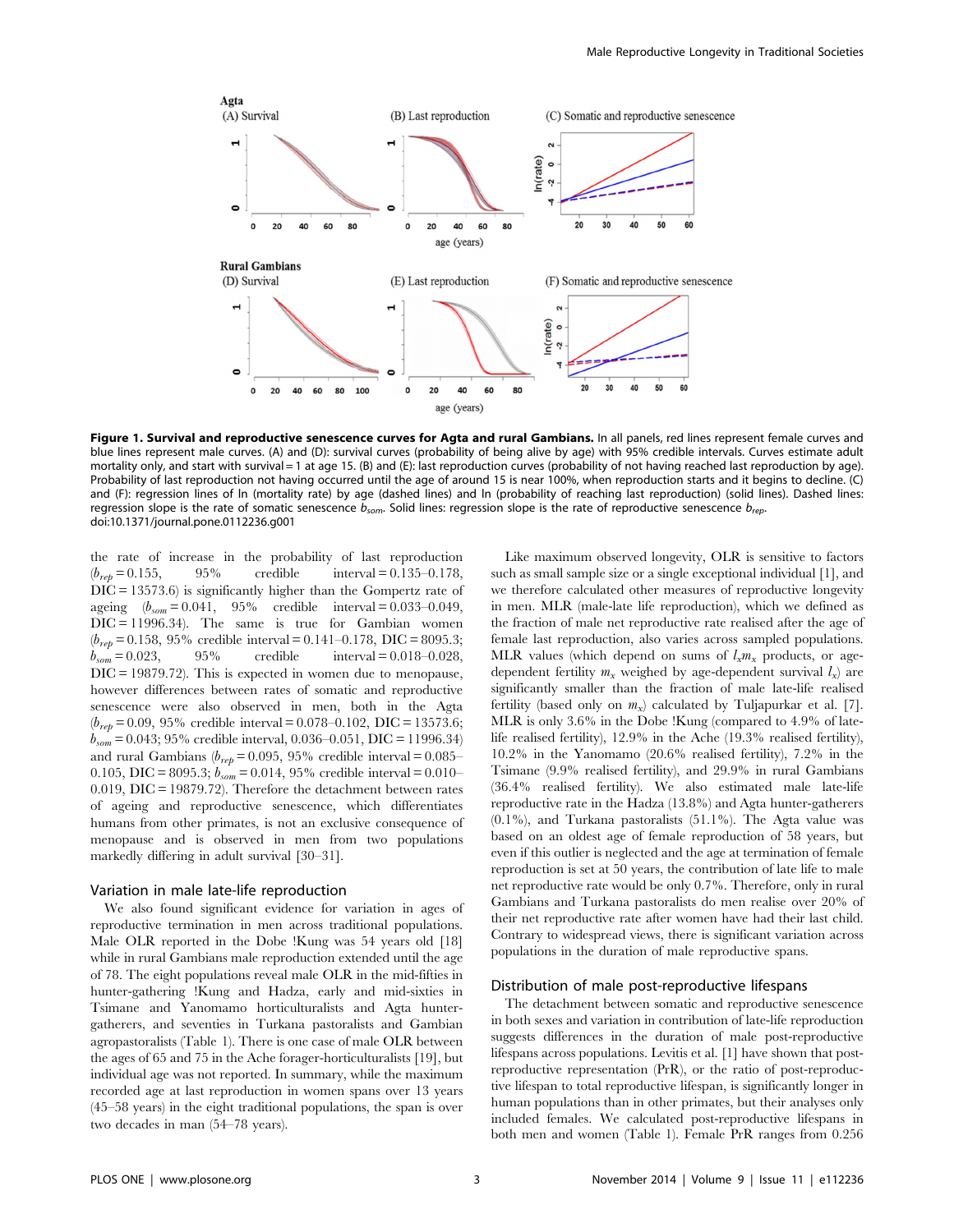**Figure 1. Survival and reproductive senescence curves for Agta and rural Gambians.** In all panels, red lines represent female curves and blue lines represent male curves. (A) and (D): survival curves (probability of being alive by age) with 95% credible intervals. Curves estimate adult mortality only, and start with survival = 1 at age 15. (B) and (E): last reproduction curves (probability of not having reached last reproduction by age). Probability of last reproduction not having occurred until the age of around 15 is near 100%, when reproduction starts and it begins to decline. (C) and (F): regression lines of ln (mortality rate) by age (dashed lines) and ln (probability of reaching last reproduction) (solid lines). Dashed lines: regression slope is the rate of somatic senescence $b_{som}$. Solid lines: regression slope is the rate of reproductive senescence $b_{rep}$.
doi:10.1371/journal.pone.0112236.g001

the rate of increase in the probability of last reproduction ($b_{rep}$ = 0.155, 95% credible interval = 0.135–0.178, DIC = 13573.6) is significantly higher than the Gompertz rate of ageing ($b_{som}$ = 0.041, 95% credible interval = 0.033–0.049, DIC = 11996.34). The same is true for Gambian women ($b_{rep}$ = 0.158, 95% credible interval = 0.141–0.178, DIC = 8095.3; $b_{som}$ = 0.023, 95% credible interval = 0.018–0.028, DIC = 19879.72). This is expected in women due to menopause, however differences between rates of somatic and reproductive senescence were also observed in men, both in the Agta ($b_{rep}$ = 0.09, 95% credible interval = 0.078–0.102, DIC = 13573.6; $b_{som}$ = 0.043; 95% credible interval, 0.036–0.051, DIC = 11996.34) and rural Gambians ($b_{rep}$ = 0.095, 95% credible interval = 0.085–0.105, DIC = 8095.3; $b_{som}$ = 0.014, 95% credible interval = 0.010–0.019, DIC = 19879.72). Therefore the detachment between rates of ageing and reproductive senescence, which differentiates humans from other primates, is not an exclusive consequence of menopause and is observed in men from two populations markedly differing in adult survival [30–31].

### Variation in male late-life reproduction

We also found significant evidence for variation in ages of reproductive termination in men across traditional populations. Male OLR reported in the Dobe !Kung was 54 years old [18] while in rural Gambians male reproduction extended until the age of 78. The eight populations reveal male OLR in the mid-fifties in hunter-gathering !Kung and Hadza, early and mid-sixties in Tsimane and Yanomamo horticulturalists and Agta hunter-gatherers, and seventies in Turkana pastoralists and Gambian agropastoralists (Table 1). There is one case of male OLR between the ages of 65 and 75 in the Ache forager-horticulturalists [19], but individual age was not reported. In summary, while the maximum recorded age at last reproduction in women spans over 13 years (45–58 years) in the eight traditional populations, the span is over two decades in man (54–78 years).

Like maximum observed longevity, OLR is sensitive to factors such as small sample size or a single exceptional individual [1], and we therefore calculated other measures of reproductive longevity in men. MLR (male-late life reproduction), which we defined as the fraction of male net reproductive rate realised after the age of female last reproduction, also varies across sampled populations. MLR values (which depend on sums of $l_x m_x$ products, or age-dependent fertility $m_x$ weighed by age-dependent survival $l_x$) are significantly smaller than the fraction of male late-life realised fertility (based only on $m_x$) calculated by Tuljapurkar et al. [7]. MLR is only 3.6% in the Dobe !Kung (compared to 4.9% of late-life realised fertility), 12.9% in the Ache (19.3% realised fertility), 10.2% in the Yanomamo (20.6% realised fertility), 7.2% in the Tsimane (9.9% realised fertility), and 29.9% in rural Gambians (36.4% realised fertility). We also estimated male late-life reproductive rate in the Hadza (13.8%) and Agta hunter-gatherers (0.1%), and Turkana pastoralists (51.1%). The Agta value was based on an oldest age of female reproduction of 58 years, but even if this outlier is neglected and the age at termination of female reproduction is set at 50 years, the contribution of late life to male net reproductive rate would be only 0.7%. Therefore, only in rural Gambians and Turkana pastoralists do men realise over 20% of their net reproductive rate after women have had their last child. Contrary to widespread views, there is significant variation across populations in the duration of male reproductive spans.

### Distribution of male post-reproductive lifespans

The detachment between somatic and reproductive senescence in both sexes and variation in contribution of late-life reproduction suggests differences in the duration of male post-reproductive lifespans across populations. Levitis et al. [1] have shown that post-reproductive representation (PrR), or the ratio of post-reproductive lifespan to total reproductive lifespan, is significantly longer in human populations than in other primates, but their analyses only included females. We calculated post-reproductive lifespans in both men and women (Table 1). Female PrR ranges from 0.256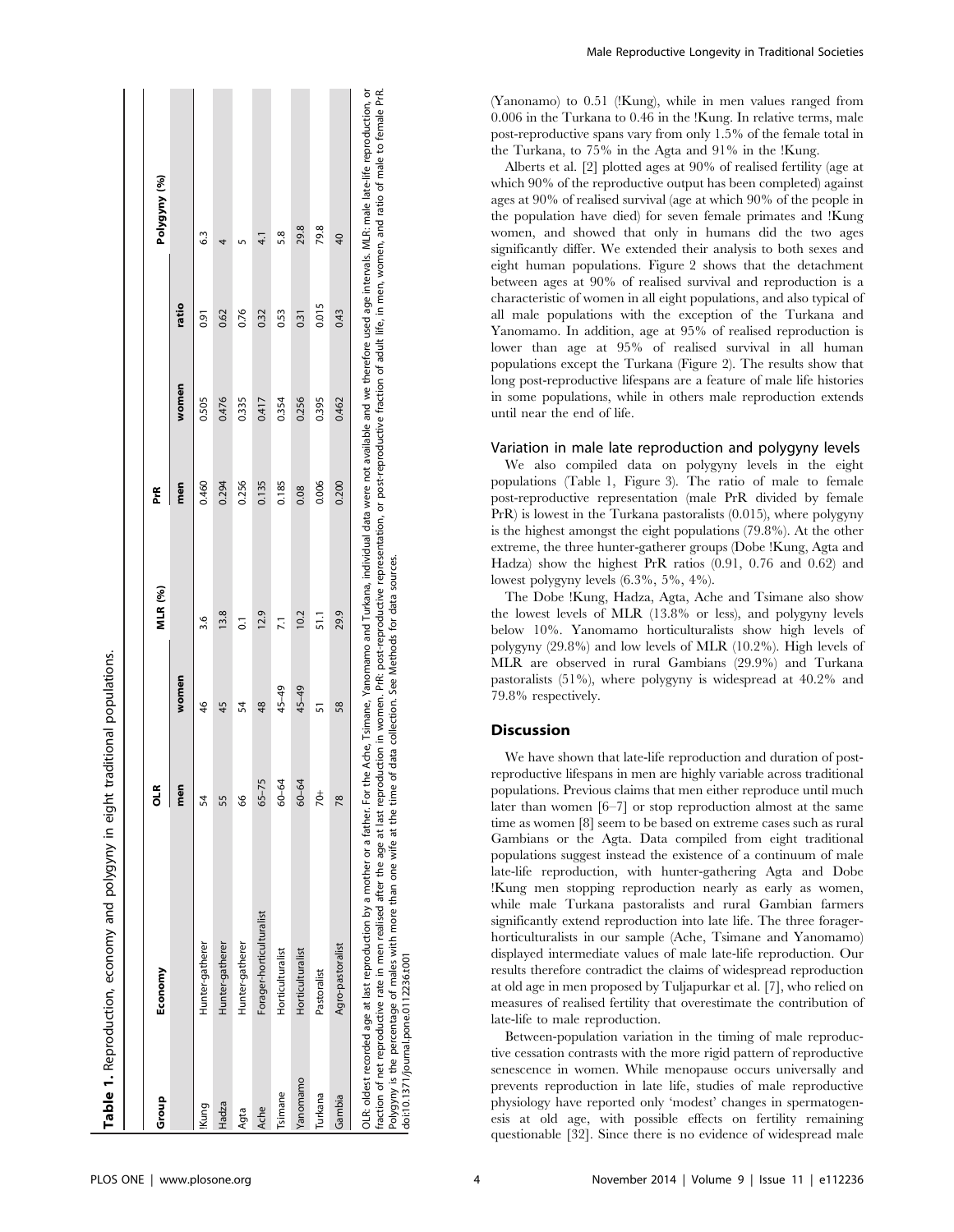**Table 1.** Reproduction, economy and polygyny in eight traditional populations.

| Group | Economy | OLR | | MLR (%) | PrR | | | Polygyny (%) |
|---|---|---|---|---|---|---|---|---|
| | | men | women | | men | women | ratio | |
| !Kung | Hunter-gatherer | 54 | 46 | 3.6 | 0.460 | 0.505 | 0.91 | 6.3 |
| Hadza | Hunter-gatherer | 55 | 45 | 13.8 | 0.294 | 0.476 | 0.62 | 4 |
| Agta | Hunter-gatherer | 66 | 54 | 0.1 | 0.256 | 0.335 | 0.76 | 5 |
| Ache | Forager-horticulturalist | 65–75 | 48 | 12.9 | 0.135 | 0.417 | 0.32 | 4.1 |
| Tsimane | Horticulturalist | 60–64 | 45–49 | 7.1 | 0.185 | 0.354 | 0.53 | 5.8 |
| Yanomamo | Horticulturalist | 60–64 | 45–49 | 10.2 | 0.08 | 0.256 | 0.31 | 29.8 |
| Turkana | Pastoralist | 70+ | 51 | 51.1 | 0.006 | 0.395 | 0.015 | 79.8 |
| Gambia | Agro-pastoralist | 78 | 58 | 29.9 | 0.200 | 0.462 | 0.43 | 40 |

OLR: oldest recorded age at last reproduction by a mother or a father. For the Ache, Tsimane, Yanomamo and Turkana, individual data were not available and we therefore used age intervals. MLR: male late-life reproduction, or fraction of net reproductive rate in men realised after the age at last reproduction in women. PrR: post-reproductive representation, or post-reproductive fraction of adult life, in men, women, and ratio of male to female PrR. Polygyny is the percentage of males with more than one wife at the time of data collection. See Methods for data sources.
doi:10.1371/journal.pone.0112236.t001

(Yanonamo) to 0.51 (!Kung), while in men values ranged from 0.006 in the Turkana to 0.46 in the !Kung. In relative terms, male post-reproductive spans vary from only 1.5% of the female total in the Turkana, to 75% in the Agta and 91% in the !Kung.

Alberts et al. [2] plotted ages at 90% of realised fertility (age at which 90% of the reproductive output has been completed) against ages at 90% of realised survival (age at which 90% of the people in the population have died) for seven female primates and !Kung women, and showed that only in humans did the two ages significantly differ. We extended their analysis to both sexes and eight human populations. Figure 2 shows that the detachment between ages at 90% of realised survival and reproduction is a characteristic of women in all eight populations, and also typical of all male populations with the exception of the Turkana and Yanomamo. In addition, age at 95% of realised reproduction is lower than age at 95% of realised survival in all human populations except the Turkana (Figure 2). The results show that long post-reproductive lifespans are a feature of male life histories in some populations, while in others male reproduction extends until near the end of life.

### Variation in male late reproduction and polygyny levels

We also compiled data on polygyny levels in the eight populations (Table 1, Figure 3). The ratio of male to female post-reproductive representation (male PrR divided by female PrR) is lowest in the Turkana pastoralists (0.015), where polygyny is the highest amongst the eight populations (79.8%). At the other extreme, the three hunter-gatherer groups (Dobe !Kung, Agta and Hadza) show the highest PrR ratios (0.91, 0.76 and 0.62) and lowest polygyny levels (6.3%, 5%, 4%).

The Dobe !Kung, Hadza, Agta, Ache and Tsimane also show the lowest levels of MLR (13.8% or less), and polygyny levels below 10%. Yanomamo horticulturalists show high levels of polygyny (29.8%) and low levels of MLR (10.2%). High levels of MLR are observed in rural Gambians (29.9%) and Turkana pastoralists (51%), where polygyny is widespread at 40.2% and 79.8% respectively.

## Discussion

We have shown that late-life reproduction and duration of post-reproductive lifespans in men are highly variable across traditional populations. Previous claims that men either reproduce until much later than women [6–7] or stop reproduction almost at the same time as women [8] seem to be based on extreme cases such as rural Gambians or the Agta. Data compiled from eight traditional populations suggest instead the existence of a continuum of male late-life reproduction, with hunter-gathering Agta and Dobe !Kung men stopping reproduction nearly as early as women, while male Turkana pastoralists and rural Gambian farmers significantly extend reproduction into late life. The three forager-horticulturalists in our sample (Ache, Tsimane and Yanomamo) displayed intermediate values of male late-life reproduction. Our results therefore contradict the claims of widespread reproduction at old age in men proposed by Tuljapurkar et al. [7], who relied on measures of realised fertility that overestimate the contribution of late-life to male reproduction.

Between-population variation in the timing of male reproductive cessation contrasts with the more rigid pattern of reproductive senescence in women. While menopause occurs universally and prevents reproduction in late life, studies of male reproductive physiology have reported only 'modest' changes in spermatogenesis at old age, with possible effects on fertility remaining questionable [32]. Since there is no evidence of widespread male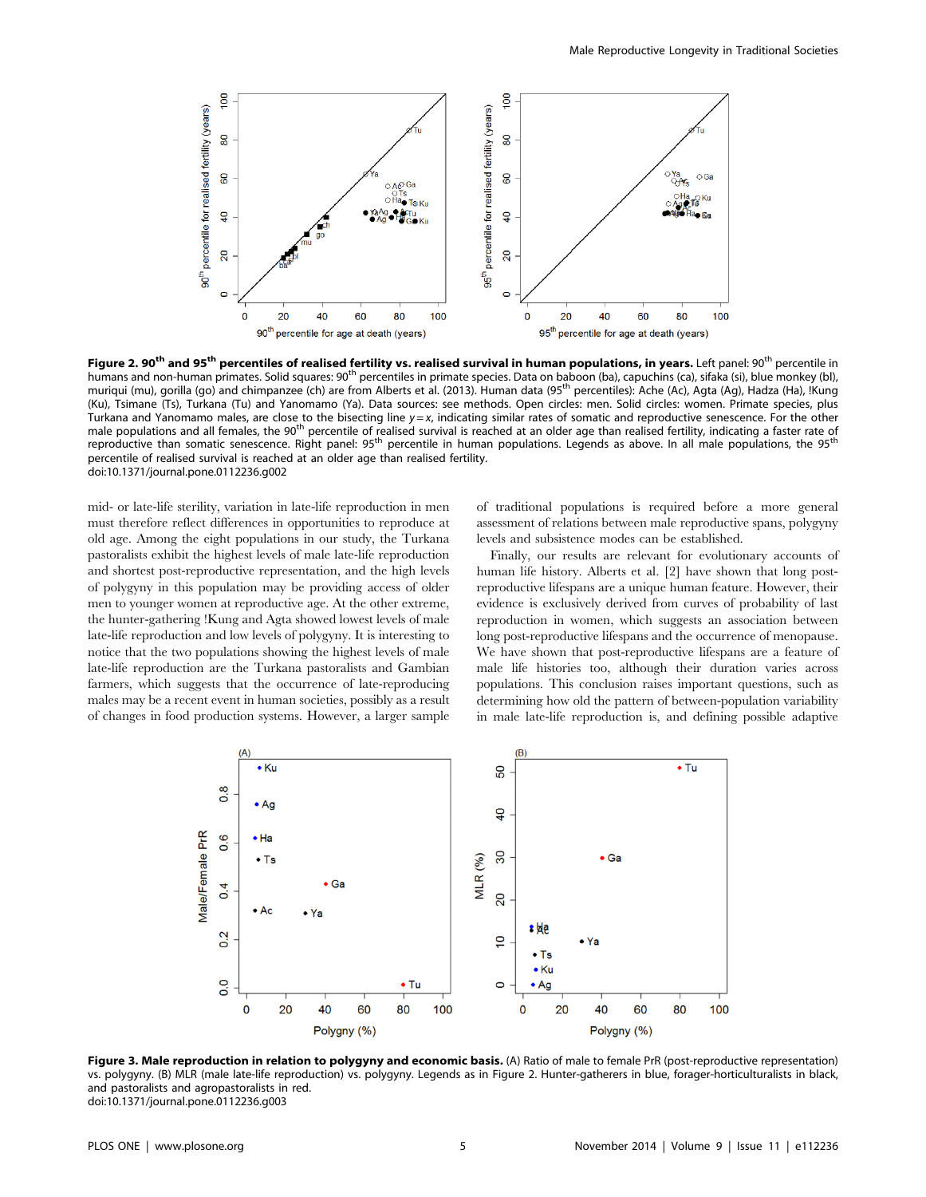**Figure 2. 90[th] and 95[th] percentiles of realised fertility vs. realised survival in human populations, in years.** Left panel: 90[th] percentile in humans and non-human primates. Solid squares: 90[th] percentiles in primate species. Data on baboon (ba), capuchins (ca), sifaka (si), blue monkey (bl), muriqui (mu), gorilla (go) and chimpanzee (ch) are from Alberts et al. (2013). Human data (95[th] percentiles): Ache (Ac), Agta (Ag), Hadza (Ha), !Kung (Ku), Tsimane (Ts), Turkana (Tu) and Yanomamo (Ya). Data sources: see methods. Open circles: men. Solid circles: women. Primate species, plus Turkana and Yanomamo males, are close to the bisecting line $y = x$, indicating similar rates of somatic and reproductive senescence. For the other male populations and all females, the 90[th] percentile of realised survival is reached at an older age than realised fertility, indicating a faster rate of reproductive than somatic senescence. Right panel: 95[th] percentile in human populations. Legends as above. In all male populations, the 95[th] percentile of realised survival is reached at an older age than realised fertility.
doi:10.1371/journal.pone.0112236.g002

mid- or late-life sterility, variation in late-life reproduction in men must therefore reflect differences in opportunities to reproduce at old age. Among the eight populations in our study, the Turkana pastoralists exhibit the highest levels of male late-life reproduction and shortest post-reproductive representation, and the high levels of polygyny in this population may be providing access of older men to younger women at reproductive age. At the other extreme, the hunter-gathering !Kung and Agta showed lowest levels of male late-life reproduction and low levels of polygyny. It is interesting to notice that the two populations showing the highest levels of male late-life reproduction are the Turkana pastoralists and Gambian farmers, which suggests that the occurrence of late-reproducing males may be a recent event in human societies, possibly as a result of changes in food production systems. However, a larger sample of traditional populations is required before a more general assessment of relations between male reproductive spans, polygyny levels and subsistence modes can be established.

Finally, our results are relevant for evolutionary accounts of human life history. Alberts et al. [2] have shown that long post-reproductive lifespans are a unique human feature. However, their evidence is exclusively derived from curves of probability of last reproduction in women, which suggests an association between long post-reproductive lifespans and the occurrence of menopause. We have shown that post-reproductive lifespans are a feature of male life histories too, although their duration varies across populations. This conclusion raises important questions, such as determining how old the pattern of between-population variability in male late-life reproduction is, and defining possible adaptive

**Figure 3. Male reproduction in relation to polygyny and economic basis.** (A) Ratio of male to female PrR (post-reproductive representation) vs. polygyny. (B) MLR (male late-life reproduction) vs. polygyny. Legends as in Figure 2. Hunter-gatherers in blue, forager-horticulturalists in black, and pastoralists and agropastoralists in red.
doi:10.1371/journal.pone.0112236.g003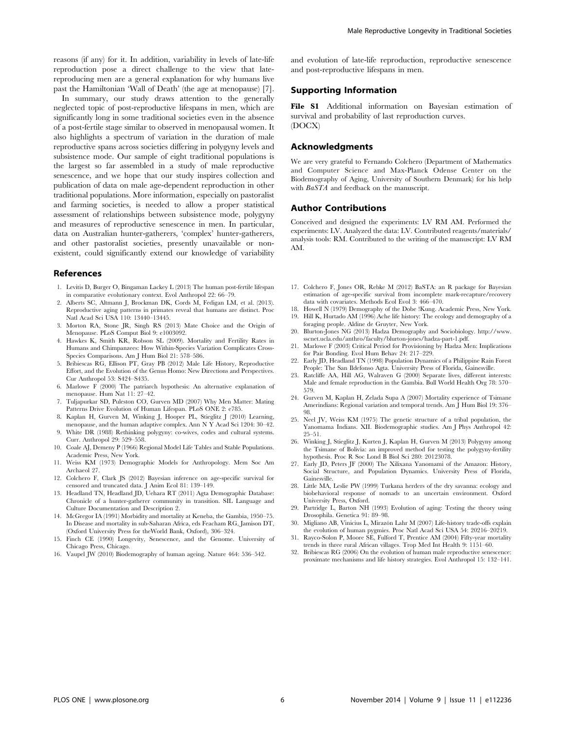reasons (if any) for it. In addition, variability in levels of late-life reproduction pose a direct challenge to the view that late-reproducing men are a general explanation for why humans live past the Hamiltonian 'Wall of Death' (the age at menopause) [7].

In summary, our study draws attention to the generally neglected topic of post-reproductive lifespans in men, which are significantly long in some traditional societies even in the absence of a post-fertile stage similar to observed in menopausal women. It also highlights a spectrum of variation in the duration of male reproductive spans across societies differing in polygyny levels and subsistence mode. Our sample of eight traditional populations is the largest so far assembled in a study of male reproductive senescence, and we hope that our study inspires collection and publication of data on male age-dependent reproduction in other traditional populations. More information, especially on pastoralist and farming societies, is needed to allow a proper statistical assessment of relationships between subsistence mode, polygyny and measures of reproductive senescence in men. In particular, data on Australian hunter-gatherers, 'complex' hunter-gatherers, and other pastoralist societies, presently unavailable or non-existent, could significantly extend our knowledge of variability and evolution of late-life reproduction, reproductive senescence and post-reproductive lifespans in men.

## Supporting Information

**File S1** Additional information on Bayesian estimation of survival and probability of last reproduction curves.
(DOCX)

## Acknowledgments

We are very grateful to Fernando Colchero (Department of Mathematics and Computer Science and Max-Planck Odense Center on the Biodemography of Aging, University of Southern Denmark) for his help with *BaSTA* and feedback on the manuscript.

## Author Contributions

Conceived and designed the experiments: LV RM AM. Performed the experiments: LV. Analyzed the data: LV. Contributed reagents/materials/analysis tools: RM. Contributed to the writing of the manuscript: LV RM AM.

## References

1. Levitis D, Burger O, Bingaman Lackey L (2013) The human post-fertile lifespan in comparative evolutionary context. Evol Anthropol 22: 66–79.
2. Alberts SC, Altmann J, Brockman DK, Cords M, Fedigan LM, et al. (2013). Reproductive aging patterns in primates reveal that humans are distinct. Proc Natl Acad Sci USA 110: 13440–13445.
3. Morton RA, Stone JR, Singh RS (2013) Mate Choice and the Origin of Menopause. PLoS Comput Biol 9: e1003092.
4. Hawkes K, Smith KR, Robson SL (2009). Mortality and Fertility Rates in Humans and Chimpanzees: How Within-Species Variation Complicates Cross-Species Comparisons. Am J Hum Biol 21: 578–586.
5. Bribiescas RG, Ellison PT, Gray PB (2012) Male Life History, Reproductive Effort, and the Evolution of the Genus Homo: New Directions and Perspectives. Cur Anthropol 53: S424–S435.
6. Marlowe F (2000) The patriarch hypothesis: An alternative explanation of menopause. Hum Nat 11: 27–42.
7. Tuljapurkar SD, Puleston CO, Gurven MD (2007) Why Men Matter: Mating Patterns Drive Evolution of Human Lifespan. PLoS ONE 2: e785.
8. Kaplan H, Gurven M, Winking J, Hooper PL, Stieglitz J (2010) Learning, menopause, and the human adaptive complex. Ann N Y Acad Sci 1204: 30–42.
9. White DR (1988) Rethinking polygyny: co-wives, codes and cultural systems. Curr. Anthropol 29: 529–558.
10. Coale AJ, Demeny P (1966) Regional Model Life Tables and Stable Populations. Academic Press, New York.
11. Weiss KM (1973) Demographic Models for Anthropology. Mem Soc Am Archaeol 27.
12. Colchero F, Clark JS (2012) Bayesian inference on age-specific survival for censored and truncated data. J Anim Ecol 81: 139–149.
13. Headland TN, Headland JD, Uehara RT (2011) Agta Demographic Database: Chronicle of a hunter-gatherer community in transition. SIL Language and Culture Documentation and Description 2.
14. McGregor IA (1991) Morbidity and mortality at Keneba, the Gambia, 1950–75. In Disease and mortality in sub-Saharan Africa, eds Feacham RG, Jamison DT, (Oxford University Press for theWorld Bank, Oxford), 306–324.
15. Finch CE (1990) Longevity, Senescence, and the Genome. University of Chicago Press, Chicago.
16. Vaupel JW (2010) Biodemography of human ageing. Nature 464: 536–542.
17. Colchero F, Jones OR, Rebke M (2012) BaSTA: an R package for Bayesian estimation of age-specific survival from incomplete mark-recapture/recovery data with covariates. Methods Ecol Evol 3: 466–470.
18. Howell N (1979) Demography of the Dobe !Kung. Academic Press, New York.
19. Hill K, Hurtado AM (1996) Ache life history: The ecology and demography of a foraging people. Aldine de Gruyter, New York.
20. Blurton-Jones NG (2013) Hadza Demography and Sociobiology. http://www.sscnet.ucla.edu/anthro/faculty/blurton-jones/hadza-part-1.pdf.
21. Marlowe F (2003) Critical Period for Provisioning by Hadza Men: Implications for Pair Bonding. Evol Hum Behav 24: 217–229.
22. Early JD, Headland TN (1998) Population Dynamics of a Philippine Rain Forest People: The San Ildefonso Agta. University Press of Florida, Gainesville.
23. Ratcliffe AA, Hill AG, Walraven G (2000) Separate lives, different interests: Male and female reproduction in the Gambia. Bull World Health Org 78: 570–579.
24. Gurven M, Kaplan H, Zelada Supa A (2007) Mortality experience of Tsimane Amerindians: Regional variation and temporal trends. Am J Hum Biol 19: 376–98.
25. Neel JV, Weiss KM (1975) The genetic structure of a tribal population, the Yanomama Indians. XII. Biodemographic studies. Am J Phys Anthropol 42: 25–51.
26. Winking J, Stieglitz J, Kurten J, Kaplan H, Gurven M (2013) Polygyny among the Tsimane of Bolivia: an improved method for testing the polygyny-fertility hypothesis. Proc R Soc Lond B Biol Sci 280: 20123078.
27. Early JD, Peters JF (2000) The Xilixana Yanomami of the Amazon: History, Social Structure, and Population Dynamics. University Press of Florida, Gainesville.
28. Little MA, Leslie PW (1999) Turkana herders of the dry savanna: ecology and biobehavioral response of nomads to an uncertain environment. Oxford University Press, Oxford.
29. Partridge L, Barton NH (1993) Evolution of aging: Testing the theory using Drosophila. Genetica 91: 89–98.
30. Migliano AB, Vinicius L, Mirazón Lahr M (2007) Life-history trade-offs explain the evolution of human pygmies. Proc Natl Acad Sci USA 54: 20216–20219.
31. Rayco-Solon P, Moore SE, Fulford T, Prentice AM (2004) Fifty-year mortality trends in three rural African villages. Trop Med Int Health 9: 1151–60.
32. Bribiescas RG (2006) On the evolution of human male reproductive senescence: proximate mechanisms and life history strategies. Evol Anthropol 15: 132–141.